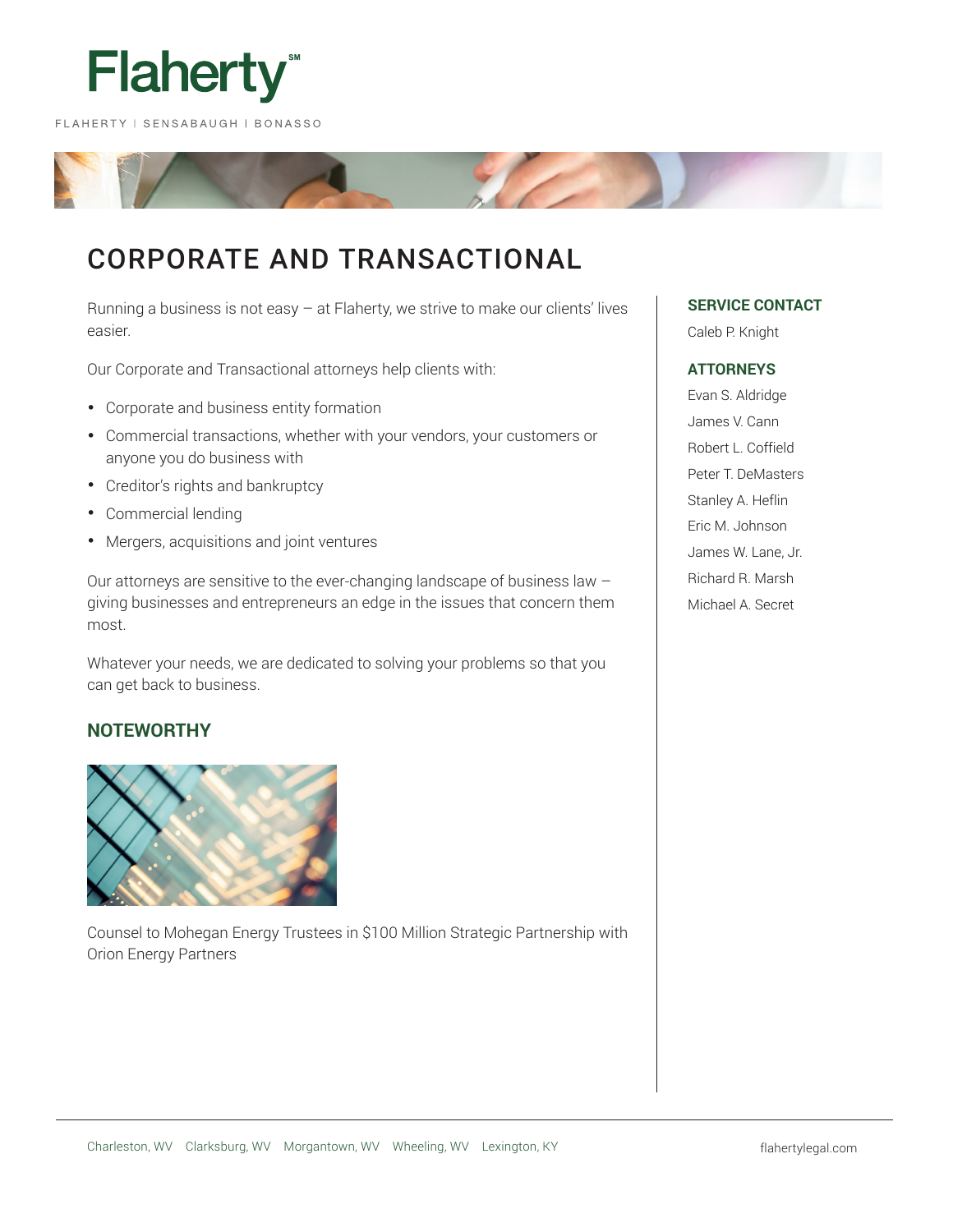Flaherty℠

FLAHERTY | SENSABAUGH | BONASSO

# CORPORATE AND TRANSACTIONAL

Running a business is not easy – at Flaherty, we strive to make our clients' lives easier.

Our Corporate and Transactional attorneys help clients with:

- Corporate and business entity formation
- Commercial transactions, whether with your vendors, your customers or anyone you do business with
- Creditor's rights and bankruptcy
- Commercial lending
- Mergers, acquisitions and joint ventures

Our attorneys are sensitive to the ever-changing landscape of business law – giving businesses and entrepreneurs an edge in the issues that concern them most.

Whatever your needs, we are dedicated to solving your problems so that you can get back to business.

## NOTEWORTHY

Counsel to Mohegan Energy Trustees in $100 Million Strategic Partnership with Orion Energy Partners

## SERVICE CONTACT

Caleb P. Knight

## ATTORNEYS

Evan S. Aldridge
James V. Cann
Robert L. Coffield
Peter T. DeMasters
Stanley A. Heflin
Eric M. Johnson
James W. Lane, Jr.
Richard R. Marsh
Michael A. Secret

Charleston, WV   Clarksburg, WV   Morgantown, WV   Wheeling, WV   Lexington, KY

flahertylegal.com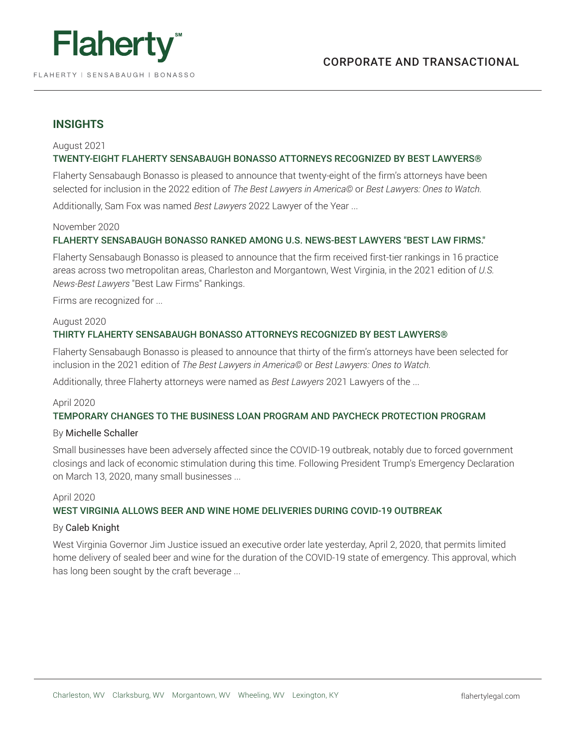## INSIGHTS

August 2021

### TWENTY-EIGHT FLAHERTY SENSABAUGH BONASSO ATTORNEYS RECOGNIZED BY BEST LAWYERS®

Flaherty Sensabaugh Bonasso is pleased to announce that twenty-eight of the firm's attorneys have been selected for inclusion in the 2022 edition of *The Best Lawyers in America©* or *Best Lawyers: Ones to Watch.*

Additionally, Sam Fox was named *Best Lawyers* 2022 Lawyer of the Year ...

November 2020

### FLAHERTY SENSABAUGH BONASSO RANKED AMONG U.S. NEWS-BEST LAWYERS "BEST LAW FIRMS."

Flaherty Sensabaugh Bonasso is pleased to announce that the firm received first-tier rankings in 16 practice areas across two metropolitan areas, Charleston and Morgantown, West Virginia, in the 2021 edition of *U.S. News-Best Lawyers* "Best Law Firms" Rankings.

Firms are recognized for ...

August 2020

### THIRTY FLAHERTY SENSABAUGH BONASSO ATTORNEYS RECOGNIZED BY BEST LAWYERS®

Flaherty Sensabaugh Bonasso is pleased to announce that thirty of the firm's attorneys have been selected for inclusion in the 2021 edition of *The Best Lawyers in America©* or *Best Lawyers: Ones to Watch.*

Additionally, three Flaherty attorneys were named as *Best Lawyers* 2021 Lawyers of the ...

April 2020

### TEMPORARY CHANGES TO THE BUSINESS LOAN PROGRAM AND PAYCHECK PROTECTION PROGRAM

By Michelle Schaller

Small businesses have been adversely affected since the COVID-19 outbreak, notably due to forced government closings and lack of economic stimulation during this time. Following President Trump's Emergency Declaration on March 13, 2020, many small businesses ...

April 2020

### WEST VIRGINIA ALLOWS BEER AND WINE HOME DELIVERIES DURING COVID-19 OUTBREAK

By Caleb Knight

West Virginia Governor Jim Justice issued an executive order late yesterday, April 2, 2020, that permits limited home delivery of sealed beer and wine for the duration of the COVID-19 state of emergency. This approval, which has long been sought by the craft beverage ...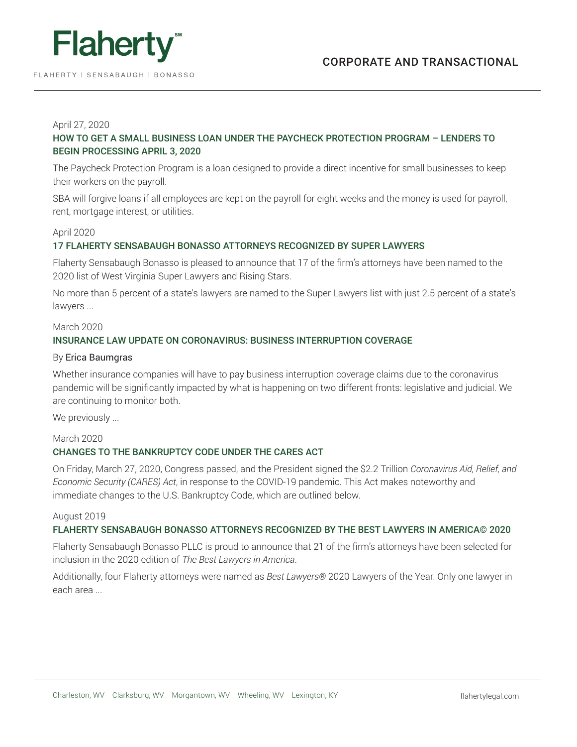April 27, 2020

### HOW TO GET A SMALL BUSINESS LOAN UNDER THE PAYCHECK PROTECTION PROGRAM – LENDERS TO BEGIN PROCESSING APRIL 3, 2020

The Paycheck Protection Program is a loan designed to provide a direct incentive for small businesses to keep their workers on the payroll.

SBA will forgive loans if all employees are kept on the payroll for eight weeks and the money is used for payroll, rent, mortgage interest, or utilities.

April 2020

### 17 FLAHERTY SENSABAUGH BONASSO ATTORNEYS RECOGNIZED BY SUPER LAWYERS

Flaherty Sensabaugh Bonasso is pleased to announce that 17 of the firm's attorneys have been named to the 2020 list of West Virginia Super Lawyers and Rising Stars.

No more than 5 percent of a state's lawyers are named to the Super Lawyers list with just 2.5 percent of a state's lawyers ...

March 2020

### INSURANCE LAW UPDATE ON CORONAVIRUS: BUSINESS INTERRUPTION COVERAGE

By Erica Baumgras

Whether insurance companies will have to pay business interruption coverage claims due to the coronavirus pandemic will be significantly impacted by what is happening on two different fronts: legislative and judicial. We are continuing to monitor both.

We previously ...

March 2020

### CHANGES TO THE BANKRUPTCY CODE UNDER THE CARES ACT

On Friday, March 27, 2020, Congress passed, and the President signed the $2.2 Trillion *Coronavirus Aid, Relief, and Economic Security (CARES) Act*, in response to the COVID-19 pandemic. This Act makes noteworthy and immediate changes to the U.S. Bankruptcy Code, which are outlined below.

August 2019

### FLAHERTY SENSABAUGH BONASSO ATTORNEYS RECOGNIZED BY THE BEST LAWYERS IN AMERICA© 2020

Flaherty Sensabaugh Bonasso PLLC is proud to announce that 21 of the firm's attorneys have been selected for inclusion in the 2020 edition of *The Best Lawyers in America*.

Additionally, four Flaherty attorneys were named as *Best Lawyers®* 2020 Lawyers of the Year. Only one lawyer in each area ...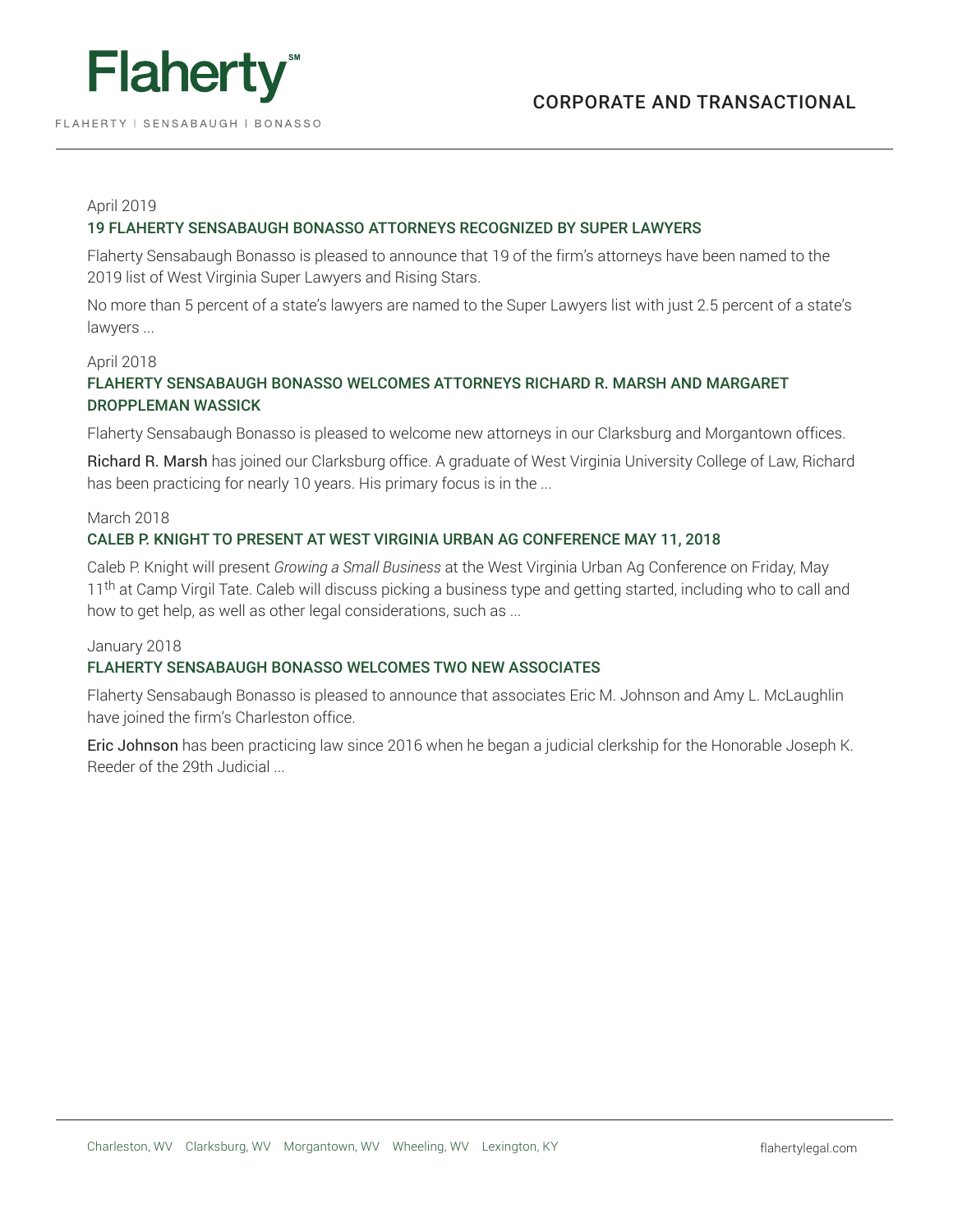April 2019

### 19 FLAHERTY SENSABAUGH BONASSO ATTORNEYS RECOGNIZED BY SUPER LAWYERS

Flaherty Sensabaugh Bonasso is pleased to announce that 19 of the firm's attorneys have been named to the 2019 list of West Virginia Super Lawyers and Rising Stars.

No more than 5 percent of a state's lawyers are named to the Super Lawyers list with just 2.5 percent of a state's lawyers ...

April 2018

### FLAHERTY SENSABAUGH BONASSO WELCOMES ATTORNEYS RICHARD R. MARSH AND MARGARET DROPPLEMAN WASSICK

Flaherty Sensabaugh Bonasso is pleased to welcome new attorneys in our Clarksburg and Morgantown offices.

Richard R. Marsh has joined our Clarksburg office. A graduate of West Virginia University College of Law, Richard has been practicing for nearly 10 years. His primary focus is in the ...

March 2018

### CALEB P. KNIGHT TO PRESENT AT WEST VIRGINIA URBAN AG CONFERENCE MAY 11, 2018

Caleb P. Knight will present *Growing a Small Business* at the West Virginia Urban Ag Conference on Friday, May 11th at Camp Virgil Tate. Caleb will discuss picking a business type and getting started, including who to call and how to get help, as well as other legal considerations, such as ...

January 2018

### FLAHERTY SENSABAUGH BONASSO WELCOMES TWO NEW ASSOCIATES

Flaherty Sensabaugh Bonasso is pleased to announce that associates Eric M. Johnson and Amy L. McLaughlin have joined the firm's Charleston office.

Eric Johnson has been practicing law since 2016 when he began a judicial clerkship for the Honorable Joseph K. Reeder of the 29th Judicial ...